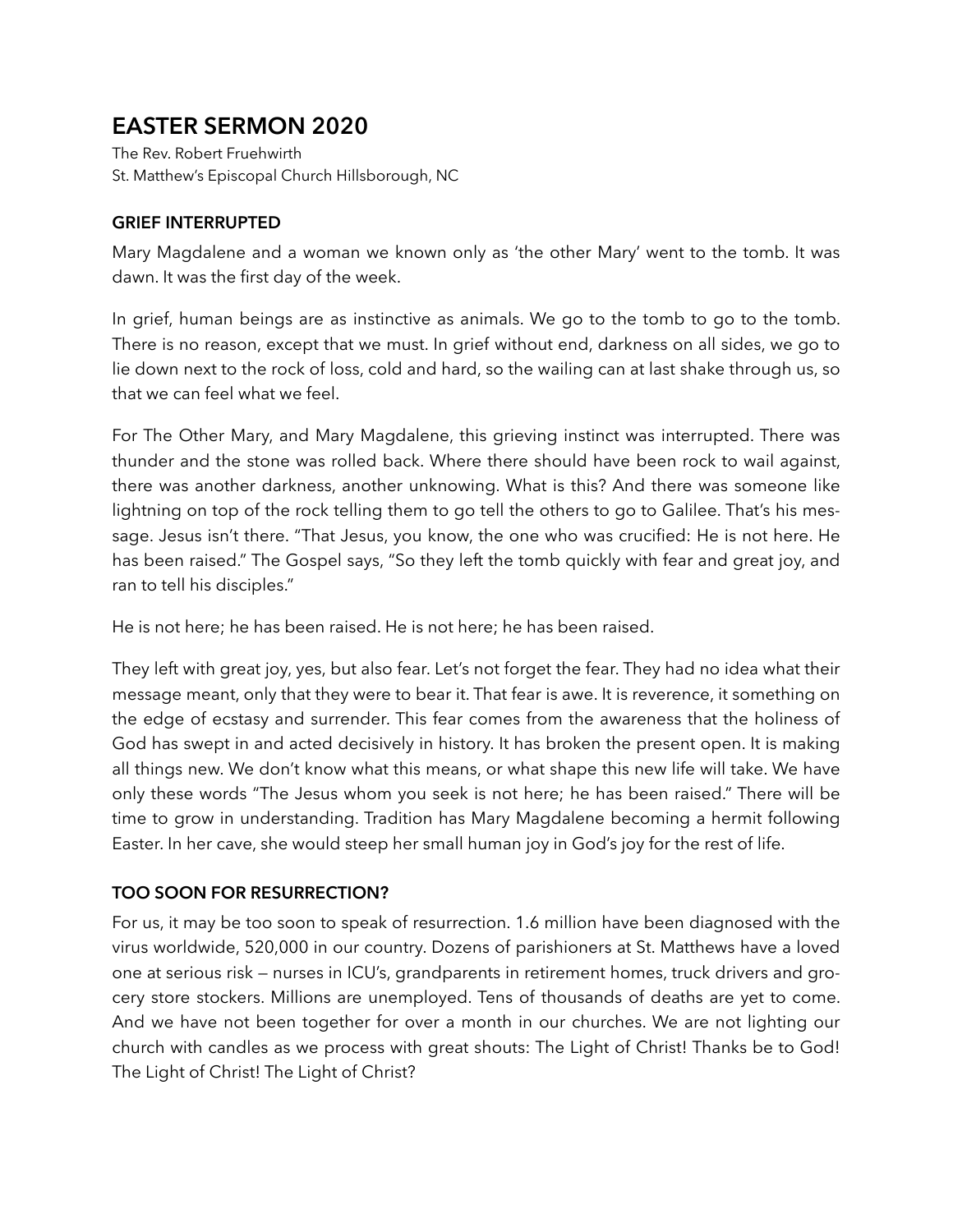# EASTER SERMON 2020

The Rev. Robert Fruehwirth
St. Matthew's Episcopal Church Hillsborough, NC

## GRIEF INTERRUPTED

Mary Magdalene and a woman we known only as 'the other Mary' went to the tomb. It was dawn. It was the first day of the week.

In grief, human beings are as instinctive as animals. We go to the tomb to go to the tomb. There is no reason, except that we must. In grief without end, darkness on all sides, we go to lie down next to the rock of loss, cold and hard, so the wailing can at last shake through us, so that we can feel what we feel.

For The Other Mary, and Mary Magdalene, this grieving instinct was interrupted. There was thunder and the stone was rolled back. Where there should have been rock to wail against, there was another darkness, another unknowing. What is this? And there was someone like lightning on top of the rock telling them to go tell the others to go to Galilee. That's his message. Jesus isn't there. "That Jesus, you know, the one who was crucified: He is not here. He has been raised." The Gospel says, "So they left the tomb quickly with fear and great joy, and ran to tell his disciples."

He is not here; he has been raised. He is not here; he has been raised.

They left with great joy, yes, but also fear. Let's not forget the fear. They had no idea what their message meant, only that they were to bear it. That fear is awe. It is reverence, it something on the edge of ecstasy and surrender. This fear comes from the awareness that the holiness of God has swept in and acted decisively in history. It has broken the present open. It is making all things new. We don't know what this means, or what shape this new life will take. We have only these words "The Jesus whom you seek is not here; he has been raised." There will be time to grow in understanding. Tradition has Mary Magdalene becoming a hermit following Easter. In her cave, she would steep her small human joy in God's joy for the rest of life.

## TOO SOON FOR RESURRECTION?

For us, it may be too soon to speak of resurrection. 1.6 million have been diagnosed with the virus worldwide, 520,000 in our country. Dozens of parishioners at St. Matthews have a loved one at serious risk — nurses in ICU's, grandparents in retirement homes, truck drivers and grocery store stockers. Millions are unemployed. Tens of thousands of deaths are yet to come. And we have not been together for over a month in our churches. We are not lighting our church with candles as we process with great shouts: The Light of Christ! Thanks be to God! The Light of Christ! The Light of Christ?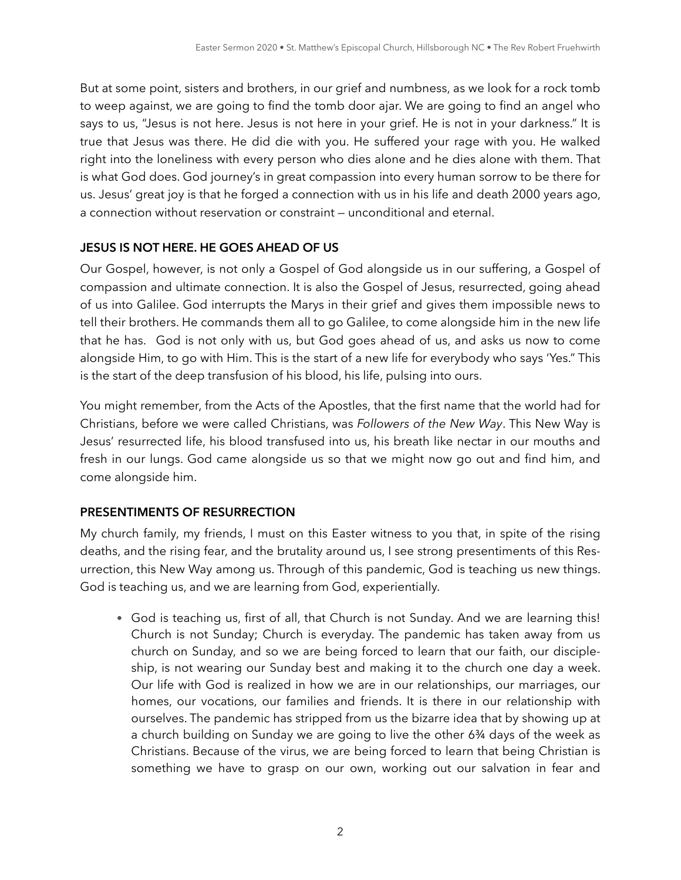But at some point, sisters and brothers, in our grief and numbness, as we look for a rock tomb to weep against, we are going to find the tomb door ajar. We are going to find an angel who says to us, "Jesus is not here. Jesus is not here in your grief. He is not in your darkness." It is true that Jesus was there. He did die with you. He suffered your rage with you. He walked right into the loneliness with every person who dies alone and he dies alone with them. That is what God does. God journey's in great compassion into every human sorrow to be there for us. Jesus' great joy is that he forged a connection with us in his life and death 2000 years ago, a connection without reservation or constraint — unconditional and eternal.

**JESUS IS NOT HERE. HE GOES AHEAD OF US**

Our Gospel, however, is not only a Gospel of God alongside us in our suffering, a Gospel of compassion and ultimate connection. It is also the Gospel of Jesus, resurrected, going ahead of us into Galilee. God interrupts the Marys in their grief and gives them impossible news to tell their brothers. He commands them all to go Galilee, to come alongside him in the new life that he has. God is not only with us, but God goes ahead of us, and asks us now to come alongside Him, to go with Him. This is the start of a new life for everybody who says 'Yes." This is the start of the deep transfusion of his blood, his life, pulsing into ours.

You might remember, from the Acts of the Apostles, that the first name that the world had for Christians, before we were called Christians, was *Followers of the New Way*. This New Way is Jesus' resurrected life, his blood transfused into us, his breath like nectar in our mouths and fresh in our lungs. God came alongside us so that we might now go out and find him, and come alongside him.

**PRESENTIMENTS OF RESURRECTION**

My church family, my friends, I must on this Easter witness to you that, in spite of the rising deaths, and the rising fear, and the brutality around us, I see strong presentiments of this Resurrection, this New Way among us. Through of this pandemic, God is teaching us new things. God is teaching us, and we are learning from God, experientially.

- God is teaching us, first of all, that Church is not Sunday. And we are learning this! Church is not Sunday; Church is everyday. The pandemic has taken away from us church on Sunday, and so we are being forced to learn that our faith, our discipleship, is not wearing our Sunday best and making it to the church one day a week. Our life with God is realized in how we are in our relationships, our marriages, our homes, our vocations, our families and friends. It is there in our relationship with ourselves. The pandemic has stripped from us the bizarre idea that by showing up at a church building on Sunday we are going to live the other 6¾ days of the week as Christians. Because of the virus, we are being forced to learn that being Christian is something we have to grasp on our own, working out our salvation in fear and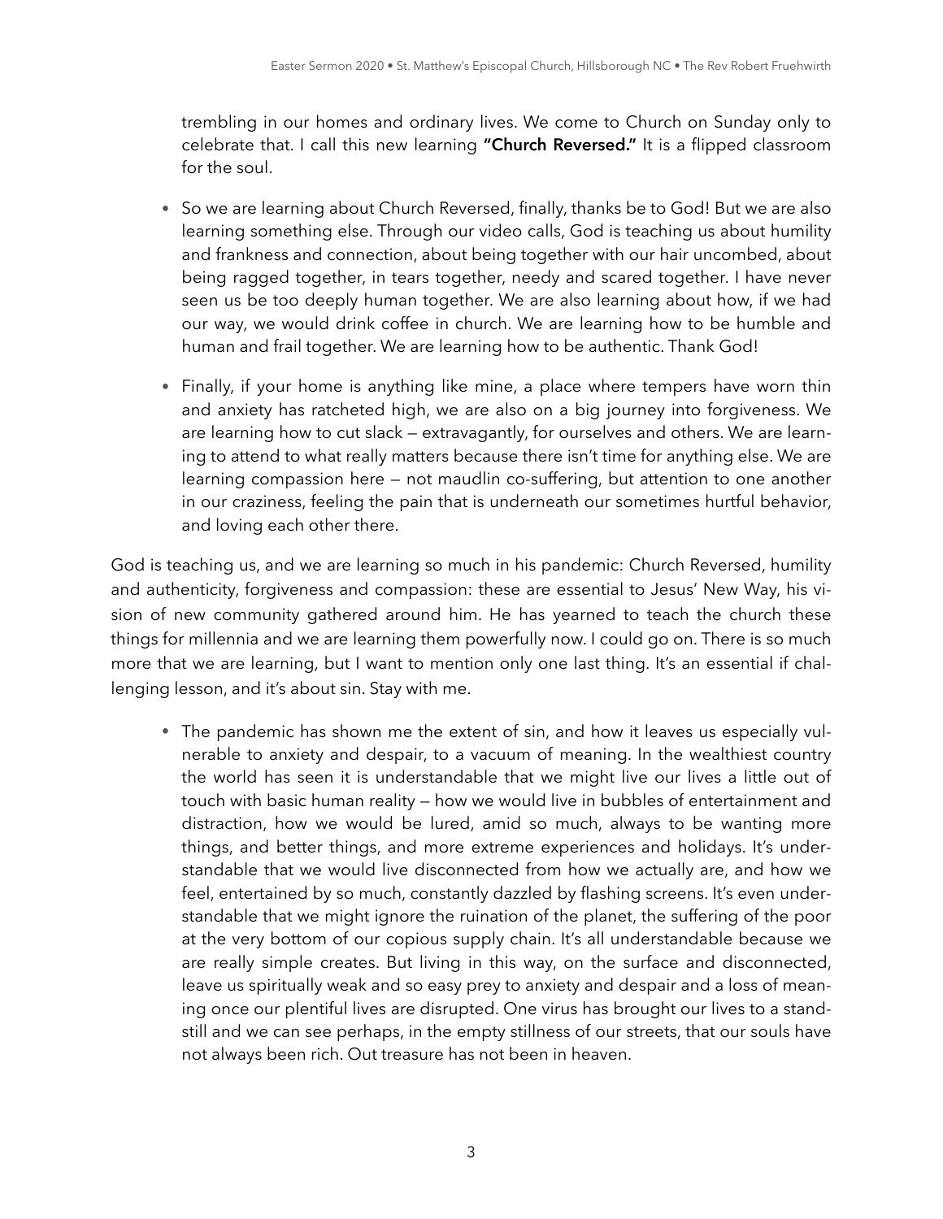trembling in our homes and ordinary lives. We come to Church on Sunday only to celebrate that. I call this new learning **"Church Reversed."** It is a flipped classroom for the soul.

- So we are learning about Church Reversed, finally, thanks be to God! But we are also learning something else. Through our video calls, God is teaching us about humility and frankness and connection, about being together with our hair uncombed, about being ragged together, in tears together, needy and scared together. I have never seen us be too deeply human together. We are also learning about how, if we had our way, we would drink coffee in church. We are learning how to be humble and human and frail together. We are learning how to be authentic. Thank God!

- Finally, if your home is anything like mine, a place where tempers have worn thin and anxiety has ratcheted high, we are also on a big journey into forgiveness. We are learning how to cut slack — extravagantly, for ourselves and others. We are learning to attend to what really matters because there isn't time for anything else. We are learning compassion here — not maudlin co-suffering, but attention to one another in our craziness, feeling the pain that is underneath our sometimes hurtful behavior, and loving each other there.

God is teaching us, and we are learning so much in his pandemic: Church Reversed, humility and authenticity, forgiveness and compassion: these are essential to Jesus' New Way, his vision of new community gathered around him. He has yearned to teach the church these things for millennia and we are learning them powerfully now. I could go on. There is so much more that we are learning, but I want to mention only one last thing. It's an essential if challenging lesson, and it's about sin. Stay with me.

- The pandemic has shown me the extent of sin, and how it leaves us especially vulnerable to anxiety and despair, to a vacuum of meaning. In the wealthiest country the world has seen it is understandable that we might live our lives a little out of touch with basic human reality — how we would live in bubbles of entertainment and distraction, how we would be lured, amid so much, always to be wanting more things, and better things, and more extreme experiences and holidays. It's understandable that we would live disconnected from how we actually are, and how we feel, entertained by so much, constantly dazzled by flashing screens. It's even understandable that we might ignore the ruination of the planet, the suffering of the poor at the very bottom of our copious supply chain. It's all understandable because we are really simple creates. But living in this way, on the surface and disconnected, leave us spiritually weak and so easy prey to anxiety and despair and a loss of meaning once our plentiful lives are disrupted. One virus has brought our lives to a standstill and we can see perhaps, in the empty stillness of our streets, that our souls have not always been rich. Out treasure has not been in heaven.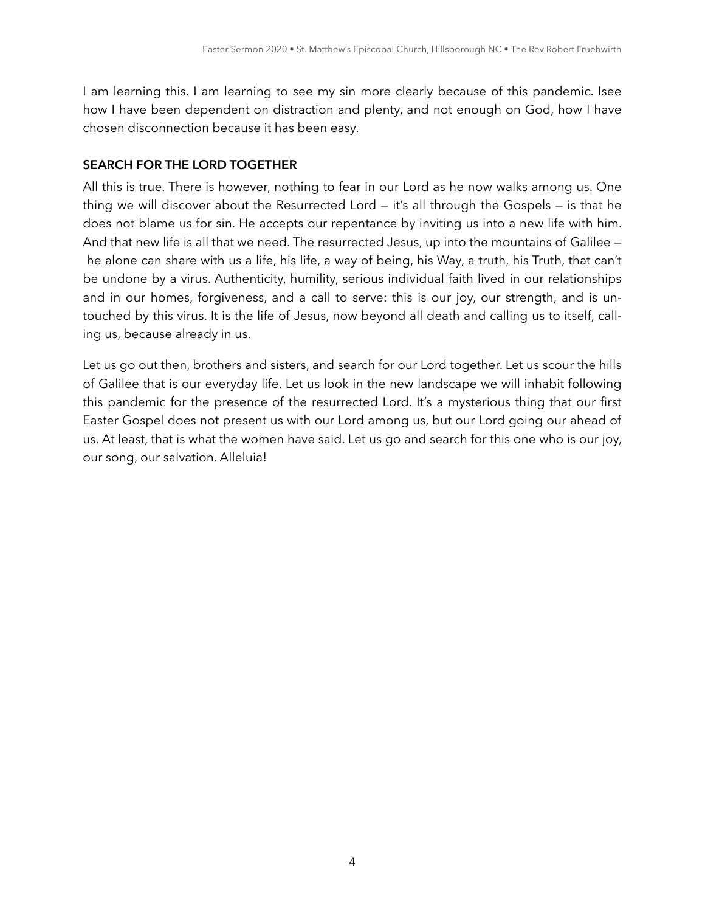I am learning this. I am learning to see my sin more clearly because of this pandemic. Isee how I have been dependent on distraction and plenty, and not enough on God, how I have chosen disconnection because it has been easy.

**SEARCH FOR THE LORD TOGETHER**

All this is true. There is however, nothing to fear in our Lord as he now walks among us. One thing we will discover about the Resurrected Lord — it's all through the Gospels — is that he does not blame us for sin. He accepts our repentance by inviting us into a new life with him. And that new life is all that we need. The resurrected Jesus, up into the mountains of Galilee — he alone can share with us a life, his life, a way of being, his Way, a truth, his Truth, that can't be undone by a virus. Authenticity, humility, serious individual faith lived in our relationships and in our homes, forgiveness, and a call to serve: this is our joy, our strength, and is untouched by this virus. It is the life of Jesus, now beyond all death and calling us to itself, calling us, because already in us.

Let us go out then, brothers and sisters, and search for our Lord together. Let us scour the hills of Galilee that is our everyday life. Let us look in the new landscape we will inhabit following this pandemic for the presence of the resurrected Lord. It's a mysterious thing that our first Easter Gospel does not present us with our Lord among us, but our Lord going our ahead of us. At least, that is what the women have said. Let us go and search for this one who is our joy, our song, our salvation. Alleluia!